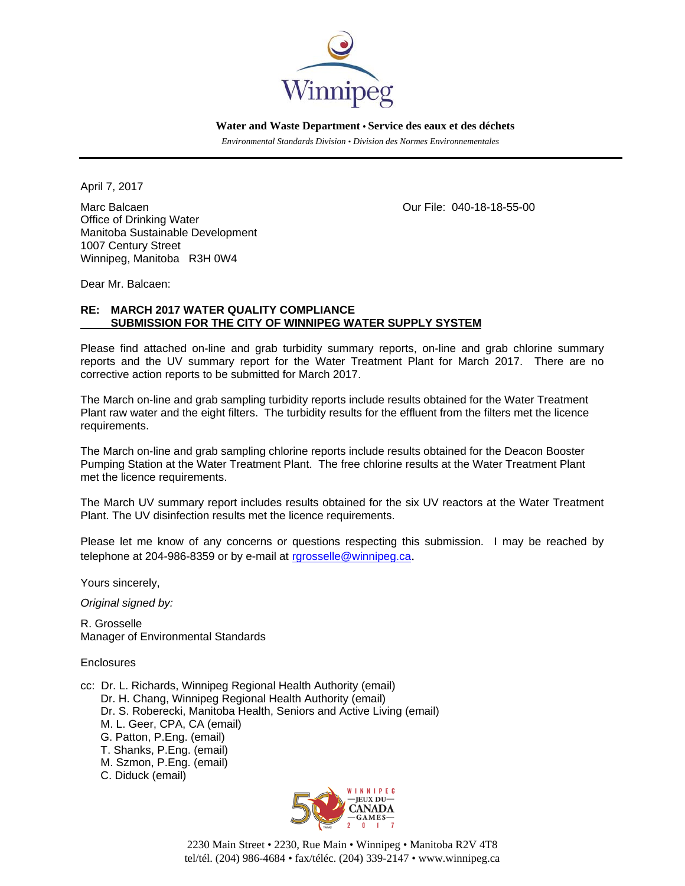Winnipeg

**Water and Waste Department • Service des eaux et des déchets**

*Environmental Standards Division • Division des Normes Environnementales*

---

April 7, 2017

Marc Balcaen
Office of Drinking Water
Manitoba Sustainable Development
1007 Century Street
Winnipeg, Manitoba R3H 0W4

Our File: 040-18-18-55-00

Dear Mr. Balcaen:

**RE: MARCH 2017 WATER QUALITY COMPLIANCE SUBMISSION FOR THE CITY OF WINNIPEG WATER SUPPLY SYSTEM**

Please find attached on-line and grab turbidity summary reports, on-line and grab chlorine summary reports and the UV summary report for the Water Treatment Plant for March 2017. There are no corrective action reports to be submitted for March 2017.

The March on-line and grab sampling turbidity reports include results obtained for the Water Treatment Plant raw water and the eight filters. The turbidity results for the effluent from the filters met the licence requirements.

The March on-line and grab sampling chlorine reports include results obtained for the Deacon Booster Pumping Station at the Water Treatment Plant. The free chlorine results at the Water Treatment Plant met the licence requirements.

The March UV summary report includes results obtained for the six UV reactors at the Water Treatment Plant. The UV disinfection results met the licence requirements.

Please let me know of any concerns or questions respecting this submission. I may be reached by telephone at 204-986-8359 or by e-mail at rgrosselle@winnipeg.ca.

Yours sincerely,

*Original signed by:*

R. Grosselle
Manager of Environmental Standards

Enclosures

cc: Dr. L. Richards, Winnipeg Regional Health Authority (email)
Dr. H. Chang, Winnipeg Regional Health Authority (email)
Dr. S. Roberecki, Manitoba Health, Seniors and Active Living (email)
M. L. Geer, CPA, CA (email)
G. Patton, P.Eng. (email)
T. Shanks, P.Eng. (email)
M. Szmon, P.Eng. (email)
C. Diduck (email)

WINNIPEG — JEUX DU — CANADA — GAMES — 2017

2230 Main Street • 2230, Rue Main • Winnipeg • Manitoba R2V 4T8
tel/tél. (204) 986-4684 • fax/téléc. (204) 339-2147 • www.winnipeg.ca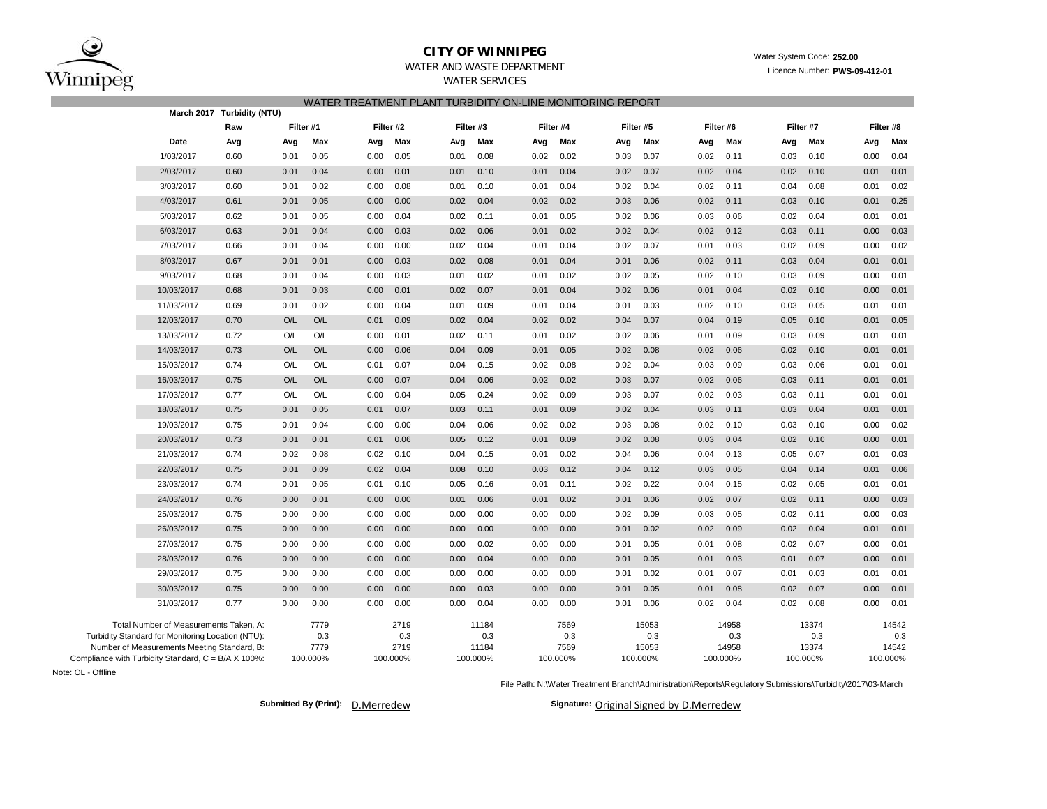**CITY OF WINNIPEG**

WATER AND WASTE DEPARTMENT

WATER SERVICES

Water System Code: **252.00**

Licence Number: **PWS-09-412-01**

## WATER TREATMENT PLANT TURBIDITY ON-LINE MONITORING REPORT

**March 2017 Turbidity (NTU)**

| | Raw | Filter #1 | | Filter #2 | | Filter #3 | | Filter #4 | | Filter #5 | | Filter #6 | | Filter #7 | | Filter #8 | |
|---|---|---|---|---|---|---|---|---|---|---|---|---|---|---|---|---|---|
| Date | Avg | Avg | Max | Avg | Max | Avg | Max | Avg | Max | Avg | Max | Avg | Max | Avg | Max | Avg | Max |
| 1/03/2017 | 0.60 | 0.01 | 0.05 | 0.00 | 0.05 | 0.01 | 0.08 | 0.02 | 0.02 | 0.03 | 0.07 | 0.02 | 0.11 | 0.03 | 0.10 | 0.00 | 0.04 |
| 2/03/2017 | 0.60 | 0.01 | 0.04 | 0.00 | 0.01 | 0.01 | 0.10 | 0.01 | 0.04 | 0.02 | 0.07 | 0.02 | 0.04 | 0.02 | 0.10 | 0.01 | 0.01 |
| 3/03/2017 | 0.60 | 0.01 | 0.02 | 0.00 | 0.08 | 0.01 | 0.10 | 0.01 | 0.04 | 0.02 | 0.04 | 0.02 | 0.11 | 0.04 | 0.08 | 0.01 | 0.02 |
| 4/03/2017 | 0.61 | 0.01 | 0.05 | 0.00 | 0.00 | 0.02 | 0.04 | 0.02 | 0.02 | 0.03 | 0.06 | 0.02 | 0.11 | 0.03 | 0.10 | 0.01 | 0.25 |
| 5/03/2017 | 0.62 | 0.01 | 0.05 | 0.00 | 0.04 | 0.02 | 0.11 | 0.01 | 0.05 | 0.02 | 0.06 | 0.03 | 0.06 | 0.02 | 0.04 | 0.01 | 0.01 |
| 6/03/2017 | 0.63 | 0.01 | 0.04 | 0.00 | 0.03 | 0.02 | 0.06 | 0.01 | 0.02 | 0.02 | 0.04 | 0.02 | 0.12 | 0.03 | 0.11 | 0.00 | 0.03 |
| 7/03/2017 | 0.66 | 0.01 | 0.04 | 0.00 | 0.00 | 0.02 | 0.04 | 0.01 | 0.04 | 0.02 | 0.07 | 0.01 | 0.03 | 0.02 | 0.09 | 0.00 | 0.02 |
| 8/03/2017 | 0.67 | 0.01 | 0.01 | 0.00 | 0.03 | 0.02 | 0.08 | 0.01 | 0.04 | 0.01 | 0.06 | 0.02 | 0.11 | 0.03 | 0.04 | 0.01 | 0.01 |
| 9/03/2017 | 0.68 | 0.01 | 0.04 | 0.00 | 0.03 | 0.01 | 0.02 | 0.01 | 0.02 | 0.02 | 0.05 | 0.02 | 0.10 | 0.03 | 0.09 | 0.00 | 0.01 |
| 10/03/2017 | 0.68 | 0.01 | 0.03 | 0.00 | 0.01 | 0.02 | 0.07 | 0.01 | 0.04 | 0.02 | 0.06 | 0.01 | 0.04 | 0.02 | 0.10 | 0.00 | 0.01 |
| 11/03/2017 | 0.69 | 0.01 | 0.02 | 0.00 | 0.04 | 0.01 | 0.09 | 0.01 | 0.04 | 0.01 | 0.03 | 0.02 | 0.10 | 0.03 | 0.05 | 0.01 | 0.01 |
| 12/03/2017 | 0.70 | O/L | O/L | 0.01 | 0.09 | 0.02 | 0.04 | 0.02 | 0.02 | 0.04 | 0.07 | 0.04 | 0.19 | 0.05 | 0.10 | 0.01 | 0.05 |
| 13/03/2017 | 0.72 | O/L | O/L | 0.00 | 0.01 | 0.02 | 0.11 | 0.01 | 0.02 | 0.02 | 0.06 | 0.01 | 0.09 | 0.03 | 0.09 | 0.01 | 0.01 |
| 14/03/2017 | 0.73 | O/L | O/L | 0.00 | 0.06 | 0.04 | 0.09 | 0.01 | 0.05 | 0.02 | 0.08 | 0.02 | 0.06 | 0.02 | 0.10 | 0.01 | 0.01 |
| 15/03/2017 | 0.74 | O/L | O/L | 0.01 | 0.07 | 0.04 | 0.15 | 0.02 | 0.08 | 0.02 | 0.04 | 0.03 | 0.09 | 0.03 | 0.06 | 0.01 | 0.01 |
| 16/03/2017 | 0.75 | O/L | O/L | 0.00 | 0.07 | 0.04 | 0.06 | 0.02 | 0.02 | 0.03 | 0.07 | 0.02 | 0.06 | 0.03 | 0.11 | 0.01 | 0.01 |
| 17/03/2017 | 0.77 | O/L | O/L | 0.00 | 0.04 | 0.05 | 0.24 | 0.02 | 0.09 | 0.03 | 0.07 | 0.02 | 0.03 | 0.03 | 0.11 | 0.01 | 0.01 |
| 18/03/2017 | 0.75 | 0.01 | 0.05 | 0.01 | 0.07 | 0.03 | 0.11 | 0.01 | 0.09 | 0.02 | 0.04 | 0.03 | 0.11 | 0.03 | 0.04 | 0.01 | 0.01 |
| 19/03/2017 | 0.75 | 0.01 | 0.04 | 0.00 | 0.00 | 0.04 | 0.06 | 0.02 | 0.02 | 0.03 | 0.08 | 0.02 | 0.10 | 0.03 | 0.10 | 0.00 | 0.02 |
| 20/03/2017 | 0.73 | 0.01 | 0.01 | 0.01 | 0.06 | 0.05 | 0.12 | 0.01 | 0.09 | 0.02 | 0.08 | 0.03 | 0.04 | 0.02 | 0.10 | 0.00 | 0.01 |
| 21/03/2017 | 0.74 | 0.02 | 0.08 | 0.02 | 0.10 | 0.04 | 0.15 | 0.01 | 0.02 | 0.04 | 0.06 | 0.04 | 0.13 | 0.05 | 0.07 | 0.01 | 0.03 |
| 22/03/2017 | 0.75 | 0.01 | 0.09 | 0.02 | 0.04 | 0.08 | 0.10 | 0.03 | 0.12 | 0.04 | 0.12 | 0.03 | 0.05 | 0.04 | 0.14 | 0.01 | 0.06 |
| 23/03/2017 | 0.74 | 0.01 | 0.05 | 0.01 | 0.10 | 0.05 | 0.16 | 0.01 | 0.11 | 0.02 | 0.22 | 0.04 | 0.15 | 0.02 | 0.05 | 0.01 | 0.01 |
| 24/03/2017 | 0.76 | 0.00 | 0.01 | 0.00 | 0.00 | 0.01 | 0.06 | 0.01 | 0.02 | 0.01 | 0.06 | 0.02 | 0.07 | 0.02 | 0.11 | 0.00 | 0.03 |
| 25/03/2017 | 0.75 | 0.00 | 0.00 | 0.00 | 0.00 | 0.00 | 0.00 | 0.00 | 0.00 | 0.02 | 0.09 | 0.03 | 0.05 | 0.02 | 0.11 | 0.00 | 0.03 |
| 26/03/2017 | 0.75 | 0.00 | 0.00 | 0.00 | 0.00 | 0.00 | 0.00 | 0.00 | 0.00 | 0.01 | 0.02 | 0.02 | 0.09 | 0.02 | 0.04 | 0.01 | 0.01 |
| 27/03/2017 | 0.75 | 0.00 | 0.00 | 0.00 | 0.00 | 0.00 | 0.02 | 0.00 | 0.00 | 0.01 | 0.05 | 0.01 | 0.08 | 0.02 | 0.07 | 0.00 | 0.01 |
| 28/03/2017 | 0.76 | 0.00 | 0.00 | 0.00 | 0.00 | 0.00 | 0.04 | 0.00 | 0.00 | 0.01 | 0.05 | 0.01 | 0.03 | 0.01 | 0.07 | 0.00 | 0.01 |
| 29/03/2017 | 0.75 | 0.00 | 0.00 | 0.00 | 0.00 | 0.00 | 0.00 | 0.00 | 0.00 | 0.01 | 0.02 | 0.01 | 0.07 | 0.01 | 0.03 | 0.01 | 0.01 |
| 30/03/2017 | 0.75 | 0.00 | 0.00 | 0.00 | 0.00 | 0.00 | 0.03 | 0.00 | 0.00 | 0.01 | 0.05 | 0.01 | 0.08 | 0.02 | 0.07 | 0.00 | 0.01 |
| 31/03/2017 | 0.77 | 0.00 | 0.00 | 0.00 | 0.00 | 0.00 | 0.04 | 0.00 | 0.00 | 0.01 | 0.06 | 0.02 | 0.04 | 0.02 | 0.08 | 0.00 | 0.01 |
| Total Number of Measurements Taken, A: | | | 7779 | | 2719 | | 11184 | | 7569 | | 15053 | | 14958 | | 13374 | | 14542 |
| Turbidity Standard for Monitoring Location (NTU): | | | 0.3 | | 0.3 | | 0.3 | | 0.3 | | 0.3 | | 0.3 | | 0.3 | | 0.3 |
| Number of Measurements Meeting Standard, B: | | | 7779 | | 2719 | | 11184 | | 7569 | | 15053 | | 14958 | | 13374 | | 14542 |
| Compliance with Turbidity Standard, C = B/A X 100%: | | | 100.000% | | 100.000% | | 100.000% | | 100.000% | | 100.000% | | 100.000% | | 100.000% | | 100.000% |

Note: OL - Offline

File Path: N:\Water Treatment Branch\Administration\Reports\Regulatory Submissions\Turbidity\2017\03-March

**Submitted By (Print):** D.Merredew

**Signature:** Original Signed by D.Merredew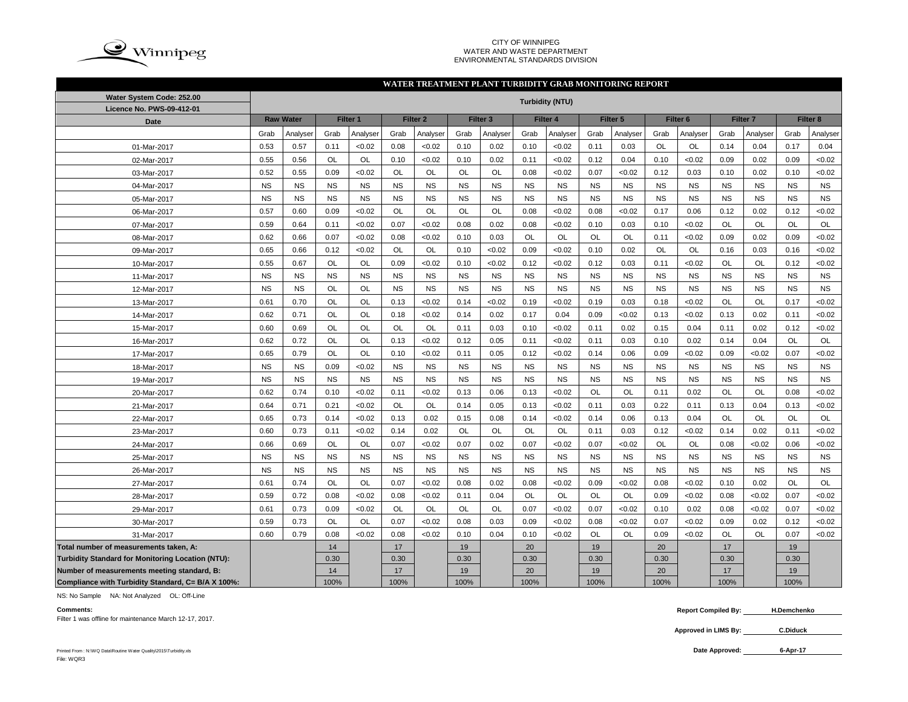CITY OF WINNIPEG
WATER AND WASTE DEPARTMENT
ENVIRONMENTAL STANDARDS DIVISION

## WATER TREATMENT PLANT TURBIDITY GRAB MONITORING REPORT

| Water System Code: 252.00<br>Licence No. PWS-09-412-01 | Turbidity (NTU) | | | | | | | | | | | | | | | | | |
|---|---|---|---|---|---|---|---|---|---|---|---|---|---|---|---|---|---|---|
| Date | Raw Water | | Filter 1 | | Filter 2 | | Filter 3 | | Filter 4 | | Filter 5 | | Filter 6 | | Filter 7 | | Filter 8 | |
| | Grab | Analyser | Grab | Analyser | Grab | Analyser | Grab | Analyser | Grab | Analyser | Grab | Analyser | Grab | Analyser | Grab | Analyser | Grab | Analyser |
| 01-Mar-2017 | 0.53 | 0.57 | 0.11 | <0.02 | 0.08 | <0.02 | 0.10 | 0.02 | 0.10 | <0.02 | 0.11 | 0.03 | OL | OL | 0.14 | 0.04 | 0.17 | 0.04 |
| 02-Mar-2017 | 0.55 | 0.56 | OL | OL | 0.10 | <0.02 | 0.10 | 0.02 | 0.11 | <0.02 | 0.12 | 0.04 | 0.10 | <0.02 | 0.09 | 0.02 | 0.09 | <0.02 |
| 03-Mar-2017 | 0.52 | 0.55 | 0.09 | <0.02 | OL | OL | OL | OL | 0.08 | <0.02 | 0.07 | <0.02 | 0.12 | 0.03 | 0.10 | 0.02 | 0.10 | <0.02 |
| 04-Mar-2017 | NS | NS | NS | NS | NS | NS | NS | NS | NS | NS | NS | NS | NS | NS | NS | NS | NS | NS |
| 05-Mar-2017 | NS | NS | NS | NS | NS | NS | NS | NS | NS | NS | NS | NS | NS | NS | NS | NS | NS | NS |
| 06-Mar-2017 | 0.57 | 0.60 | 0.09 | <0.02 | OL | OL | OL | OL | 0.08 | <0.02 | 0.08 | <0.02 | 0.17 | 0.06 | 0.12 | 0.02 | 0.12 | <0.02 |
| 07-Mar-2017 | 0.59 | 0.64 | 0.11 | <0.02 | 0.07 | <0.02 | 0.08 | 0.02 | 0.08 | <0.02 | 0.10 | 0.03 | 0.10 | <0.02 | OL | OL | OL | OL |
| 08-Mar-2017 | 0.62 | 0.66 | 0.07 | <0.02 | 0.08 | <0.02 | 0.10 | 0.03 | OL | OL | OL | OL | 0.11 | <0.02 | 0.09 | 0.02 | 0.09 | <0.02 |
| 09-Mar-2017 | 0.65 | 0.66 | 0.12 | <0.02 | OL | OL | 0.10 | <0.02 | 0.09 | <0.02 | 0.10 | 0.02 | OL | OL | 0.16 | 0.03 | 0.16 | <0.02 |
| 10-Mar-2017 | 0.55 | 0.67 | OL | OL | 0.09 | <0.02 | 0.10 | <0.02 | 0.12 | <0.02 | 0.12 | 0.03 | 0.11 | <0.02 | OL | OL | 0.12 | <0.02 |
| 11-Mar-2017 | NS | NS | NS | NS | NS | NS | NS | NS | NS | NS | NS | NS | NS | NS | NS | NS | NS | NS |
| 12-Mar-2017 | NS | NS | OL | OL | NS | NS | NS | NS | NS | NS | NS | NS | NS | NS | NS | NS | NS | NS |
| 13-Mar-2017 | 0.61 | 0.70 | OL | OL | 0.13 | <0.02 | 0.14 | <0.02 | 0.19 | <0.02 | 0.19 | 0.03 | 0.18 | <0.02 | OL | OL | 0.17 | <0.02 |
| 14-Mar-2017 | 0.62 | 0.71 | OL | OL | 0.18 | <0.02 | 0.14 | 0.02 | 0.17 | 0.04 | 0.09 | <0.02 | 0.13 | <0.02 | 0.13 | 0.02 | 0.11 | <0.02 |
| 15-Mar-2017 | 0.60 | 0.69 | OL | OL | OL | OL | 0.11 | 0.03 | 0.10 | <0.02 | 0.11 | 0.02 | 0.15 | 0.04 | 0.11 | 0.02 | 0.12 | <0.02 |
| 16-Mar-2017 | 0.62 | 0.72 | OL | OL | 0.13 | <0.02 | 0.12 | 0.05 | 0.11 | <0.02 | 0.11 | 0.03 | 0.10 | 0.02 | 0.14 | 0.04 | OL | OL |
| 17-Mar-2017 | 0.65 | 0.79 | OL | OL | 0.10 | <0.02 | 0.11 | 0.05 | 0.12 | <0.02 | 0.14 | 0.06 | 0.09 | <0.02 | 0.09 | <0.02 | 0.07 | <0.02 |
| 18-Mar-2017 | NS | NS | 0.09 | <0.02 | NS | NS | NS | NS | NS | NS | NS | NS | NS | NS | NS | NS | NS | NS |
| 19-Mar-2017 | NS | NS | NS | NS | NS | NS | NS | NS | NS | NS | NS | NS | NS | NS | NS | NS | NS | NS |
| 20-Mar-2017 | 0.62 | 0.74 | 0.10 | <0.02 | 0.11 | <0.02 | 0.13 | 0.06 | 0.13 | <0.02 | OL | OL | 0.11 | 0.02 | OL | OL | 0.08 | <0.02 |
| 21-Mar-2017 | 0.64 | 0.71 | 0.21 | <0.02 | OL | OL | 0.14 | 0.05 | 0.13 | <0.02 | 0.11 | 0.03 | 0.22 | 0.11 | 0.13 | 0.04 | 0.13 | <0.02 |
| 22-Mar-2017 | 0.65 | 0.73 | 0.14 | <0.02 | 0.13 | 0.02 | 0.15 | 0.08 | 0.14 | <0.02 | 0.14 | 0.06 | 0.13 | 0.04 | OL | OL | OL | OL |
| 23-Mar-2017 | 0.60 | 0.73 | 0.11 | <0.02 | 0.14 | 0.02 | OL | OL | OL | OL | 0.11 | 0.03 | 0.12 | <0.02 | 0.14 | 0.02 | 0.11 | <0.02 |
| 24-Mar-2017 | 0.66 | 0.69 | OL | OL | 0.07 | <0.02 | 0.07 | 0.02 | 0.07 | <0.02 | 0.07 | <0.02 | OL | OL | 0.08 | <0.02 | 0.06 | <0.02 |
| 25-Mar-2017 | NS | NS | NS | NS | NS | NS | NS | NS | NS | NS | NS | NS | NS | NS | NS | NS | NS | NS |
| 26-Mar-2017 | NS | NS | NS | NS | NS | NS | NS | NS | NS | NS | NS | NS | NS | NS | NS | NS | NS | NS |
| 27-Mar-2017 | 0.61 | 0.74 | OL | OL | 0.07 | <0.02 | 0.08 | 0.02 | 0.08 | <0.02 | 0.09 | <0.02 | 0.08 | <0.02 | 0.10 | 0.02 | OL | OL |
| 28-Mar-2017 | 0.59 | 0.72 | 0.08 | <0.02 | 0.08 | <0.02 | 0.11 | 0.04 | OL | OL | OL | OL | 0.09 | <0.02 | 0.08 | <0.02 | 0.07 | <0.02 |
| 29-Mar-2017 | 0.61 | 0.73 | 0.09 | <0.02 | OL | OL | OL | OL | 0.07 | <0.02 | 0.07 | <0.02 | 0.10 | 0.02 | 0.08 | <0.02 | 0.07 | <0.02 |
| 30-Mar-2017 | 0.59 | 0.73 | OL | OL | 0.07 | <0.02 | 0.08 | 0.03 | 0.09 | <0.02 | 0.08 | <0.02 | 0.07 | <0.02 | 0.09 | 0.02 | 0.12 | <0.02 |
| 31-Mar-2017 | 0.60 | 0.79 | 0.08 | <0.02 | 0.08 | <0.02 | 0.10 | 0.04 | 0.10 | <0.02 | OL | OL | 0.09 | <0.02 | OL | OL | 0.07 | <0.02 |
| Total number of measurements taken, A: | | | 14 | | 17 | | 19 | | 20 | | 19 | | 20 | | 17 | | 19 | |
| Turbidity Standard for Monitoring Location (NTU): | | | 0.30 | | 0.30 | | 0.30 | | 0.30 | | 0.30 | | 0.30 | | 0.30 | | 0.30 | |
| Number of measurements meeting standard, B: | | | 14 | | 17 | | 19 | | 20 | | 19 | | 20 | | 17 | | 19 | |
| Compliance with Turbidity Standard, C= B/A X 100%: | | | 100% | | 100% | | 100% | | 100% | | 100% | | 100% | | 100% | | 100% | |

NS: No Sample NA: Not Analyzed OL: Off-Line

**Comments:**

Filter 1 was offline for maintenance March 12-17, 2017.

**Report Compiled By:** H.Demchenko

**Approved in LIMS By:** C.Diduck

**Date Approved:** 6-Apr-17

Printed From : N:\WQ Data\Routine Water Quality\2015\Turbidity.xls
File: WQR3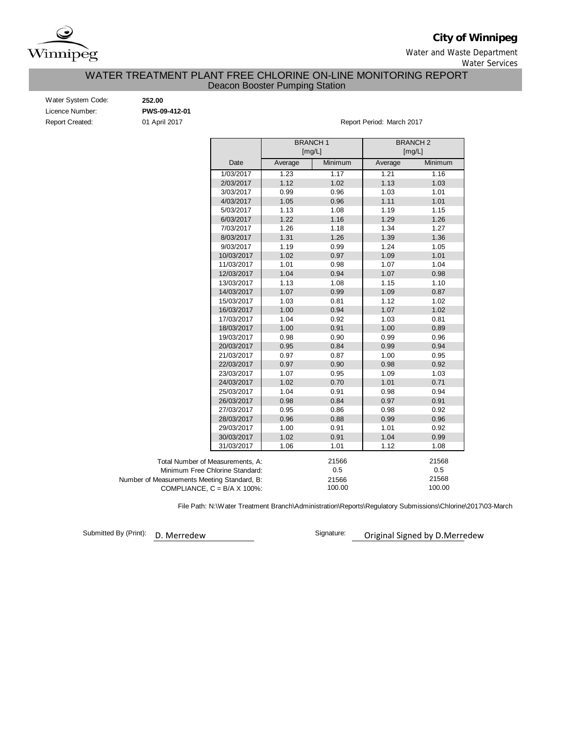**City of Winnipeg**

Water and Waste Department

Water Services

# WATER TREATMENT PLANT FREE CHLORINE ON-LINE MONITORING REPORT

## Deacon Booster Pumping Station

Water System Code: **252.00**

Licence Number: **PWS-09-412-01**

Report Created: 01 April 2017

Report Period: March 2017

| | BRANCH 1 [mg/L] | | BRANCH 2 [mg/L] | |
|---|---|---|---|---|
| Date | Average | Minimum | Average | Minimum |
| 1/03/2017 | 1.23 | 1.17 | 1.21 | 1.16 |
| 2/03/2017 | 1.12 | 1.02 | 1.13 | 1.03 |
| 3/03/2017 | 0.99 | 0.96 | 1.03 | 1.01 |
| 4/03/2017 | 1.05 | 0.96 | 1.11 | 1.01 |
| 5/03/2017 | 1.13 | 1.08 | 1.19 | 1.15 |
| 6/03/2017 | 1.22 | 1.16 | 1.29 | 1.26 |
| 7/03/2017 | 1.26 | 1.18 | 1.34 | 1.27 |
| 8/03/2017 | 1.31 | 1.26 | 1.39 | 1.36 |
| 9/03/2017 | 1.19 | 0.99 | 1.24 | 1.05 |
| 10/03/2017 | 1.02 | 0.97 | 1.09 | 1.01 |
| 11/03/2017 | 1.01 | 0.98 | 1.07 | 1.04 |
| 12/03/2017 | 1.04 | 0.94 | 1.07 | 0.98 |
| 13/03/2017 | 1.13 | 1.08 | 1.15 | 1.10 |
| 14/03/2017 | 1.07 | 0.99 | 1.09 | 0.87 |
| 15/03/2017 | 1.03 | 0.81 | 1.12 | 1.02 |
| 16/03/2017 | 1.00 | 0.94 | 1.07 | 1.02 |
| 17/03/2017 | 1.04 | 0.92 | 1.03 | 0.81 |
| 18/03/2017 | 1.00 | 0.91 | 1.00 | 0.89 |
| 19/03/2017 | 0.98 | 0.90 | 0.99 | 0.96 |
| 20/03/2017 | 0.95 | 0.84 | 0.99 | 0.94 |
| 21/03/2017 | 0.97 | 0.87 | 1.00 | 0.95 |
| 22/03/2017 | 0.97 | 0.90 | 0.98 | 0.92 |
| 23/03/2017 | 1.07 | 0.95 | 1.09 | 1.03 |
| 24/03/2017 | 1.02 | 0.70 | 1.01 | 0.71 |
| 25/03/2017 | 1.04 | 0.91 | 0.98 | 0.94 |
| 26/03/2017 | 0.98 | 0.84 | 0.97 | 0.91 |
| 27/03/2017 | 0.95 | 0.86 | 0.98 | 0.92 |
| 28/03/2017 | 0.96 | 0.88 | 0.99 | 0.96 |
| 29/03/2017 | 1.00 | 0.91 | 1.01 | 0.92 |
| 30/03/2017 | 1.02 | 0.91 | 1.04 | 0.99 |
| 31/03/2017 | 1.06 | 1.01 | 1.12 | 1.08 |

| | BRANCH 1 | BRANCH 2 |
|---|---|---|
| Total Number of Measurements, A: | 21566 | 21568 |
| Minimum Free Chlorine Standard: | 0.5 | 0.5 |
| Number of Measurements Meeting Standard, B: | 21566 | 21568 |
| COMPLIANCE, C = B/A X 100%: | 100.00 | 100.00 |

File Path: N:\Water Treatment Branch\Administration\Reports\Regulatory Submissions\Chlorine\2017\03-March

Submitted By (Print): D. Merredew

Signature: Original Signed by D.Merredew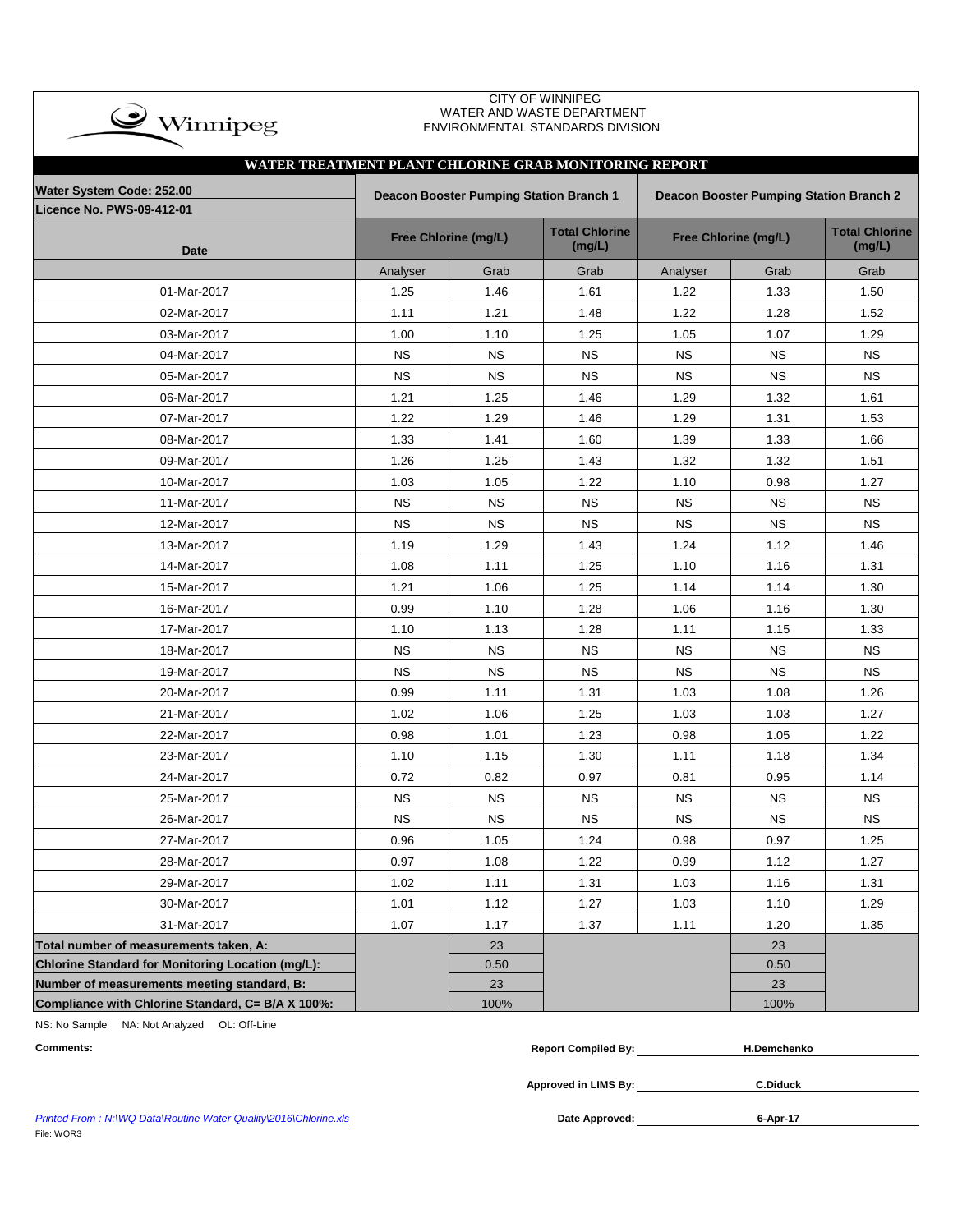CITY OF WINNIPEG
WATER AND WASTE DEPARTMENT
ENVIRONMENTAL STANDARDS DIVISION

## WATER TREATMENT PLANT CHLORINE GRAB MONITORING REPORT

| Water System Code: 252.00<br>Licence No. PWS-09-412-01 | Deacon Booster Pumping Station Branch 1 | | | Deacon Booster Pumping Station Branch 2 | | |
|---|---|---|---|---|---|---|
| Date | Free Chlorine (mg/L) | | Total Chlorine (mg/L) | Free Chlorine (mg/L) | | Total Chlorine (mg/L) |
| | Analyser | Grab | Grab | Analyser | Grab | Grab |
| 01-Mar-2017 | 1.25 | 1.46 | 1.61 | 1.22 | 1.33 | 1.50 |
| 02-Mar-2017 | 1.11 | 1.21 | 1.48 | 1.22 | 1.28 | 1.52 |
| 03-Mar-2017 | 1.00 | 1.10 | 1.25 | 1.05 | 1.07 | 1.29 |
| 04-Mar-2017 | NS | NS | NS | NS | NS | NS |
| 05-Mar-2017 | NS | NS | NS | NS | NS | NS |
| 06-Mar-2017 | 1.21 | 1.25 | 1.46 | 1.29 | 1.32 | 1.61 |
| 07-Mar-2017 | 1.22 | 1.29 | 1.46 | 1.29 | 1.31 | 1.53 |
| 08-Mar-2017 | 1.33 | 1.41 | 1.60 | 1.39 | 1.33 | 1.66 |
| 09-Mar-2017 | 1.26 | 1.25 | 1.43 | 1.32 | 1.32 | 1.51 |
| 10-Mar-2017 | 1.03 | 1.05 | 1.22 | 1.10 | 0.98 | 1.27 |
| 11-Mar-2017 | NS | NS | NS | NS | NS | NS |
| 12-Mar-2017 | NS | NS | NS | NS | NS | NS |
| 13-Mar-2017 | 1.19 | 1.29 | 1.43 | 1.24 | 1.12 | 1.46 |
| 14-Mar-2017 | 1.08 | 1.11 | 1.25 | 1.10 | 1.16 | 1.31 |
| 15-Mar-2017 | 1.21 | 1.06 | 1.25 | 1.14 | 1.14 | 1.30 |
| 16-Mar-2017 | 0.99 | 1.10 | 1.28 | 1.06 | 1.16 | 1.30 |
| 17-Mar-2017 | 1.10 | 1.13 | 1.28 | 1.11 | 1.15 | 1.33 |
| 18-Mar-2017 | NS | NS | NS | NS | NS | NS |
| 19-Mar-2017 | NS | NS | NS | NS | NS | NS |
| 20-Mar-2017 | 0.99 | 1.11 | 1.31 | 1.03 | 1.08 | 1.26 |
| 21-Mar-2017 | 1.02 | 1.06 | 1.25 | 1.03 | 1.03 | 1.27 |
| 22-Mar-2017 | 0.98 | 1.01 | 1.23 | 0.98 | 1.05 | 1.22 |
| 23-Mar-2017 | 1.10 | 1.15 | 1.30 | 1.11 | 1.18 | 1.34 |
| 24-Mar-2017 | 0.72 | 0.82 | 0.97 | 0.81 | 0.95 | 1.14 |
| 25-Mar-2017 | NS | NS | NS | NS | NS | NS |
| 26-Mar-2017 | NS | NS | NS | NS | NS | NS |
| 27-Mar-2017 | 0.96 | 1.05 | 1.24 | 0.98 | 0.97 | 1.25 |
| 28-Mar-2017 | 0.97 | 1.08 | 1.22 | 0.99 | 1.12 | 1.27 |
| 29-Mar-2017 | 1.02 | 1.11 | 1.31 | 1.03 | 1.16 | 1.31 |
| 30-Mar-2017 | 1.01 | 1.12 | 1.27 | 1.03 | 1.10 | 1.29 |
| 31-Mar-2017 | 1.07 | 1.17 | 1.37 | 1.11 | 1.20 | 1.35 |
| **Total number of measurements taken, A:** | | 23 | | | 23 | |
| **Chlorine Standard for Monitoring Location (mg/L):** | | 0.50 | | | 0.50 | |
| **Number of measurements meeting standard, B:** | | 23 | | | 23 | |
| **Compliance with Chlorine Standard, C= B/A X 100%:** | | 100% | | | 100% | |

NS: No Sample NA: Not Analyzed OL: Off-Line

**Comments:**

**Report Compiled By:** H.Demchenko

**Approved in LIMS By:** C.Diduck

**Date Approved:** 6-Apr-17

Printed From : N:\WQ Data\Routine Water Quality\2016\Chlorine.xls

File: WQR3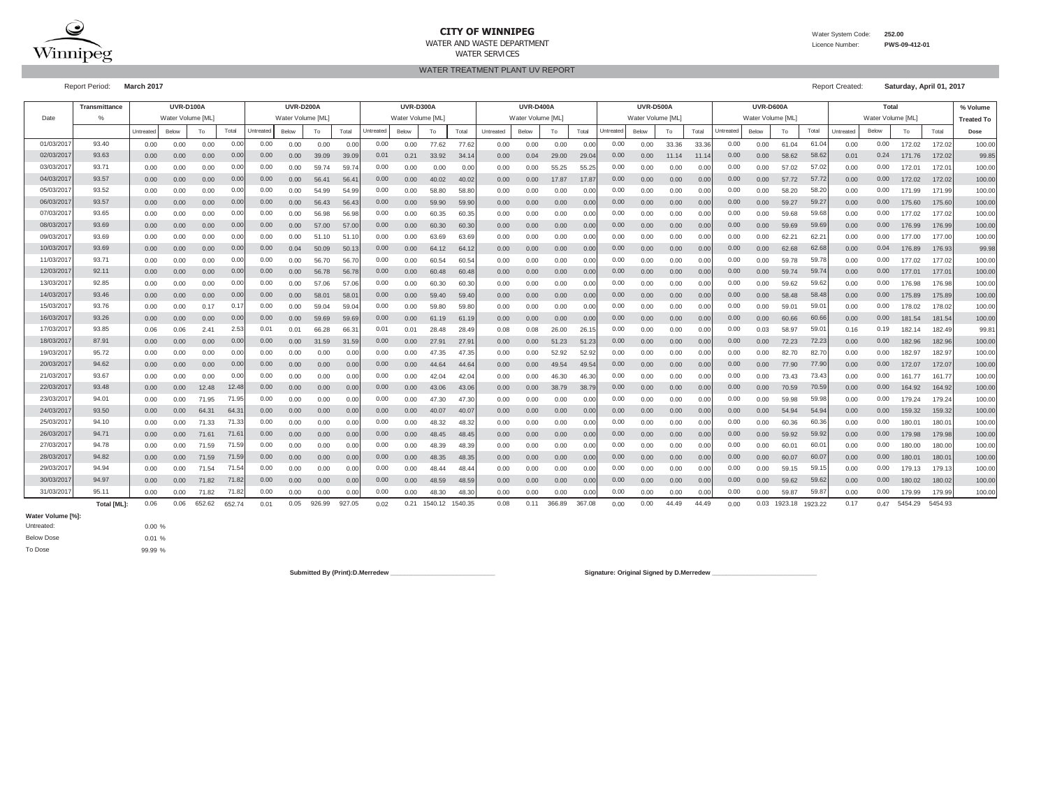Winnipeg

**CITY OF WINNIPEG**
WATER AND WASTE DEPARTMENT
WATER SERVICES

Water System Code: **252.00**
Licence Number: **PWS-09-412-01**

WATER TREATMENT PLANT UV REPORT

Report Period: **March 2017**

Report Created: **Saturday, April 01, 2017**

| Date | Transmittance | UVR-D100A | | | | UVR-D200A | | | | UVR-D300A | | | | UVR-D400A | | | | UVR-D500A | | | | UVR-D600A | | | | Total | | | | % Volume |
|---|---|---|---|---|---|---|---|---|---|---|---|---|---|---|---|---|---|---|---|---|---|---|---|---|---|---|---|---|---|---|
| | % | Water Volume [ML] | | | | Water Volume [ML] | | | | Water Volume [ML] | | | | Water Volume [ML] | | | | Water Volume [ML] | | | | Water Volume [ML] | | | | Water Volume [ML] | | | | Treated To |
| | | Untreated | Below | To | Total | Untreated | Below | To | Total | Untreated | Below | To | Total | Untreated | Below | To | Total | Untreated | Below | To | Total | Untreated | Below | To | Total | Untreated | Below | To | Total | Dose |
| 01/03/2017 | 93.40 | 0.00 | 0.00 | 0.00 | 0.00 | 0.00 | 0.00 | 0.00 | 0.00 | 0.00 | 0.00 | 77.62 | 77.62 | 0.00 | 0.00 | 0.00 | 0.00 | 0.00 | 0.00 | 33.36 | 33.36 | 0.00 | 0.00 | 61.04 | 61.04 | 0.00 | 0.00 | 172.02 | 172.02 | 100.00 |
| 02/03/2017 | 93.63 | 0.00 | 0.00 | 0.00 | 0.00 | 0.00 | 0.00 | 39.09 | 39.09 | 0.01 | 0.21 | 33.92 | 34.14 | 0.00 | 0.04 | 29.00 | 29.04 | 0.00 | 0.00 | 11.14 | 11.14 | 0.00 | 0.00 | 58.62 | 58.62 | 0.01 | 0.24 | 171.76 | 172.02 | 99.85 |
| 03/03/2017 | 93.71 | 0.00 | 0.00 | 0.00 | 0.00 | 0.00 | 0.00 | 59.74 | 59.74 | 0.00 | 0.00 | 0.00 | 0.00 | 0.00 | 0.00 | 55.25 | 55.25 | 0.00 | 0.00 | 0.00 | 0.00 | 0.00 | 0.00 | 57.02 | 57.02 | 0.00 | 0.00 | 172.01 | 172.01 | 100.00 |
| 04/03/2017 | 93.57 | 0.00 | 0.00 | 0.00 | 0.00 | 0.00 | 0.00 | 56.41 | 56.41 | 0.00 | 0.00 | 40.02 | 40.02 | 0.00 | 0.00 | 17.87 | 17.87 | 0.00 | 0.00 | 0.00 | 0.00 | 0.00 | 0.00 | 57.72 | 57.72 | 0.00 | 0.00 | 172.02 | 172.02 | 100.00 |
| 05/03/2017 | 93.52 | 0.00 | 0.00 | 0.00 | 0.00 | 0.00 | 0.00 | 54.99 | 54.99 | 0.00 | 0.00 | 58.80 | 58.80 | 0.00 | 0.00 | 0.00 | 0.00 | 0.00 | 0.00 | 0.00 | 0.00 | 0.00 | 0.00 | 58.20 | 58.20 | 0.00 | 0.00 | 171.99 | 171.99 | 100.00 |
| 06/03/2017 | 93.57 | 0.00 | 0.00 | 0.00 | 0.00 | 0.00 | 0.00 | 56.43 | 56.43 | 0.00 | 0.00 | 59.90 | 59.90 | 0.00 | 0.00 | 0.00 | 0.00 | 0.00 | 0.00 | 0.00 | 0.00 | 0.00 | 0.00 | 59.27 | 59.27 | 0.00 | 0.00 | 175.60 | 175.60 | 100.00 |
| 07/03/2017 | 93.65 | 0.00 | 0.00 | 0.00 | 0.00 | 0.00 | 0.00 | 56.98 | 56.98 | 0.00 | 0.00 | 60.35 | 60.35 | 0.00 | 0.00 | 0.00 | 0.00 | 0.00 | 0.00 | 0.00 | 0.00 | 0.00 | 0.00 | 59.68 | 59.68 | 0.00 | 0.00 | 177.02 | 177.02 | 100.00 |
| 08/03/2017 | 93.69 | 0.00 | 0.00 | 0.00 | 0.00 | 0.00 | 0.00 | 57.00 | 57.00 | 0.00 | 0.00 | 60.30 | 60.30 | 0.00 | 0.00 | 0.00 | 0.00 | 0.00 | 0.00 | 0.00 | 0.00 | 0.00 | 0.00 | 59.69 | 59.69 | 0.00 | 0.00 | 176.99 | 176.99 | 100.00 |
| 09/03/2017 | 93.69 | 0.00 | 0.00 | 0.00 | 0.00 | 0.00 | 0.00 | 51.10 | 51.10 | 0.00 | 0.00 | 63.69 | 63.69 | 0.00 | 0.00 | 0.00 | 0.00 | 0.00 | 0.00 | 0.00 | 0.00 | 0.00 | 0.00 | 62.21 | 62.21 | 0.00 | 0.00 | 177.00 | 177.00 | 100.00 |
| 10/03/2017 | 93.69 | 0.00 | 0.00 | 0.00 | 0.00 | 0.00 | 0.04 | 50.09 | 50.13 | 0.00 | 0.00 | 64.12 | 64.12 | 0.00 | 0.00 | 0.00 | 0.00 | 0.00 | 0.00 | 0.00 | 0.00 | 0.00 | 0.00 | 62.68 | 62.68 | 0.00 | 0.04 | 176.89 | 176.93 | 99.98 |
| 11/03/2017 | 93.71 | 0.00 | 0.00 | 0.00 | 0.00 | 0.00 | 0.00 | 56.70 | 56.70 | 0.00 | 0.00 | 60.54 | 60.54 | 0.00 | 0.00 | 0.00 | 0.00 | 0.00 | 0.00 | 0.00 | 0.00 | 0.00 | 0.00 | 59.78 | 59.78 | 0.00 | 0.00 | 177.02 | 177.02 | 100.00 |
| 12/03/2017 | 92.11 | 0.00 | 0.00 | 0.00 | 0.00 | 0.00 | 0.00 | 56.78 | 56.78 | 0.00 | 0.00 | 60.48 | 60.48 | 0.00 | 0.00 | 0.00 | 0.00 | 0.00 | 0.00 | 0.00 | 0.00 | 0.00 | 0.00 | 59.74 | 59.74 | 0.00 | 0.00 | 177.01 | 177.01 | 100.00 |
| 13/03/2017 | 92.85 | 0.00 | 0.00 | 0.00 | 0.00 | 0.00 | 0.00 | 57.06 | 57.06 | 0.00 | 0.00 | 60.30 | 60.30 | 0.00 | 0.00 | 0.00 | 0.00 | 0.00 | 0.00 | 0.00 | 0.00 | 0.00 | 0.00 | 59.62 | 59.62 | 0.00 | 0.00 | 176.98 | 176.98 | 100.00 |
| 14/03/2017 | 93.46 | 0.00 | 0.00 | 0.00 | 0.00 | 0.00 | 0.00 | 58.01 | 58.01 | 0.00 | 0.00 | 59.40 | 59.40 | 0.00 | 0.00 | 0.00 | 0.00 | 0.00 | 0.00 | 0.00 | 0.00 | 0.00 | 0.00 | 58.48 | 58.48 | 0.00 | 0.00 | 175.89 | 175.89 | 100.00 |
| 15/03/2017 | 93.76 | 0.00 | 0.00 | 0.17 | 0.17 | 0.00 | 0.00 | 59.04 | 59.04 | 0.00 | 0.00 | 59.80 | 59.80 | 0.00 | 0.00 | 0.00 | 0.00 | 0.00 | 0.00 | 0.00 | 0.00 | 0.00 | 0.00 | 59.01 | 59.01 | 0.00 | 0.00 | 178.02 | 178.02 | 100.00 |
| 16/03/2017 | 93.26 | 0.00 | 0.00 | 0.00 | 0.00 | 0.00 | 0.00 | 59.69 | 59.69 | 0.00 | 0.00 | 61.19 | 61.19 | 0.00 | 0.00 | 0.00 | 0.00 | 0.00 | 0.00 | 0.00 | 0.00 | 0.00 | 0.00 | 60.66 | 60.66 | 0.00 | 0.00 | 181.54 | 181.54 | 100.00 |
| 17/03/2017 | 93.85 | 0.06 | 0.06 | 2.41 | 2.53 | 0.01 | 0.01 | 66.28 | 66.31 | 0.01 | 0.01 | 28.48 | 28.49 | 0.08 | 0.08 | 26.00 | 26.15 | 0.00 | 0.00 | 0.00 | 0.00 | 0.00 | 0.03 | 58.97 | 59.01 | 0.16 | 0.19 | 182.14 | 182.49 | 99.81 |
| 18/03/2017 | 87.91 | 0.00 | 0.00 | 0.00 | 0.00 | 0.00 | 0.00 | 31.59 | 31.59 | 0.00 | 0.00 | 27.91 | 27.91 | 0.00 | 0.00 | 51.23 | 51.23 | 0.00 | 0.00 | 0.00 | 0.00 | 0.00 | 0.00 | 72.23 | 72.23 | 0.00 | 0.00 | 182.96 | 182.96 | 100.00 |
| 19/03/2017 | 95.72 | 0.00 | 0.00 | 0.00 | 0.00 | 0.00 | 0.00 | 0.00 | 0.00 | 0.00 | 0.00 | 47.35 | 47.35 | 0.00 | 0.00 | 52.92 | 52.92 | 0.00 | 0.00 | 0.00 | 0.00 | 0.00 | 0.00 | 82.70 | 82.70 | 0.00 | 0.00 | 182.97 | 182.97 | 100.00 |
| 20/03/2017 | 94.62 | 0.00 | 0.00 | 0.00 | 0.00 | 0.00 | 0.00 | 0.00 | 0.00 | 0.00 | 0.00 | 44.64 | 44.64 | 0.00 | 0.00 | 49.54 | 49.54 | 0.00 | 0.00 | 0.00 | 0.00 | 0.00 | 0.00 | 77.90 | 77.90 | 0.00 | 0.00 | 172.07 | 172.07 | 100.00 |
| 21/03/2017 | 93.67 | 0.00 | 0.00 | 0.00 | 0.00 | 0.00 | 0.00 | 0.00 | 0.00 | 0.00 | 0.00 | 42.04 | 42.04 | 0.00 | 0.00 | 46.30 | 46.30 | 0.00 | 0.00 | 0.00 | 0.00 | 0.00 | 0.00 | 73.43 | 73.43 | 0.00 | 0.00 | 161.77 | 161.77 | 100.00 |
| 22/03/2017 | 93.48 | 0.00 | 0.00 | 12.48 | 12.48 | 0.00 | 0.00 | 0.00 | 0.00 | 0.00 | 0.00 | 43.06 | 43.06 | 0.00 | 0.00 | 38.79 | 38.79 | 0.00 | 0.00 | 0.00 | 0.00 | 0.00 | 0.00 | 70.59 | 70.59 | 0.00 | 0.00 | 164.92 | 164.92 | 100.00 |
| 23/03/2017 | 94.01 | 0.00 | 0.00 | 71.95 | 71.95 | 0.00 | 0.00 | 0.00 | 0.00 | 0.00 | 0.00 | 47.30 | 47.30 | 0.00 | 0.00 | 0.00 | 0.00 | 0.00 | 0.00 | 0.00 | 0.00 | 0.00 | 0.00 | 59.98 | 59.98 | 0.00 | 0.00 | 179.24 | 179.24 | 100.00 |
| 24/03/2017 | 93.50 | 0.00 | 0.00 | 64.31 | 64.31 | 0.00 | 0.00 | 0.00 | 0.00 | 0.00 | 0.00 | 40.07 | 40.07 | 0.00 | 0.00 | 0.00 | 0.00 | 0.00 | 0.00 | 0.00 | 0.00 | 0.00 | 0.00 | 54.94 | 54.94 | 0.00 | 0.00 | 159.32 | 159.32 | 100.00 |
| 25/03/2017 | 94.10 | 0.00 | 0.00 | 71.33 | 71.33 | 0.00 | 0.00 | 0.00 | 0.00 | 0.00 | 0.00 | 48.32 | 48.32 | 0.00 | 0.00 | 0.00 | 0.00 | 0.00 | 0.00 | 0.00 | 0.00 | 0.00 | 0.00 | 60.36 | 60.36 | 0.00 | 0.00 | 180.01 | 180.01 | 100.00 |
| 26/03/2017 | 94.71 | 0.00 | 0.00 | 71.61 | 71.61 | 0.00 | 0.00 | 0.00 | 0.00 | 0.00 | 0.00 | 48.45 | 48.45 | 0.00 | 0.00 | 0.00 | 0.00 | 0.00 | 0.00 | 0.00 | 0.00 | 0.00 | 0.00 | 59.92 | 59.92 | 0.00 | 0.00 | 179.98 | 179.98 | 100.00 |
| 27/03/2017 | 94.78 | 0.00 | 0.00 | 71.59 | 71.59 | 0.00 | 0.00 | 0.00 | 0.00 | 0.00 | 0.00 | 48.39 | 48.39 | 0.00 | 0.00 | 0.00 | 0.00 | 0.00 | 0.00 | 0.00 | 0.00 | 0.00 | 0.00 | 60.01 | 60.01 | 0.00 | 0.00 | 180.00 | 180.00 | 100.00 |
| 28/03/2017 | 94.82 | 0.00 | 0.00 | 71.59 | 71.59 | 0.00 | 0.00 | 0.00 | 0.00 | 0.00 | 0.00 | 48.35 | 48.35 | 0.00 | 0.00 | 0.00 | 0.00 | 0.00 | 0.00 | 0.00 | 0.00 | 0.00 | 0.00 | 60.07 | 60.07 | 0.00 | 0.00 | 180.01 | 180.01 | 100.00 |
| 29/03/2017 | 94.94 | 0.00 | 0.00 | 71.54 | 71.54 | 0.00 | 0.00 | 0.00 | 0.00 | 0.00 | 0.00 | 48.44 | 48.44 | 0.00 | 0.00 | 0.00 | 0.00 | 0.00 | 0.00 | 0.00 | 0.00 | 0.00 | 0.00 | 59.15 | 59.15 | 0.00 | 0.00 | 179.13 | 179.13 | 100.00 |
| 30/03/2017 | 94.97 | 0.00 | 0.00 | 71.82 | 71.82 | 0.00 | 0.00 | 0.00 | 0.00 | 0.00 | 0.00 | 48.59 | 48.59 | 0.00 | 0.00 | 0.00 | 0.00 | 0.00 | 0.00 | 0.00 | 0.00 | 0.00 | 0.00 | 59.62 | 59.62 | 0.00 | 0.00 | 180.02 | 180.02 | 100.00 |
| 31/03/2017 | 95.11 | 0.00 | 0.00 | 71.82 | 71.82 | 0.00 | 0.00 | 0.00 | 0.00 | 0.00 | 0.00 | 48.30 | 48.30 | 0.00 | 0.00 | 0.00 | 0.00 | 0.00 | 0.00 | 0.00 | 0.00 | 0.00 | 0.00 | 59.87 | 59.87 | 0.00 | 0.00 | 179.99 | 179.99 | 100.00 |
| | **Total [ML]:** | 0.06 | 0.06 | 652.62 | 652.74 | 0.01 | 0.05 | 926.99 | 927.05 | 0.02 | 0.21 | 1540.12 | 1540.35 | 0.08 | 0.11 | 366.89 | 367.08 | 0.00 | 0.00 | 44.49 | 44.49 | 0.00 | 0.03 | 1923.18 | 1923.22 | 0.17 | 0.47 | 5454.29 | 5454.93 | |

**Water Volume [%]:**

| | |
|---|---|
| Untreated: | 0.00 % |
| Below Dose | 0.01 % |
| To Dose | 99.99 % |

**Submitted By (Print):D.Merredew** ____________________

**Signature: Original Signed by D.Merredew** ____________________